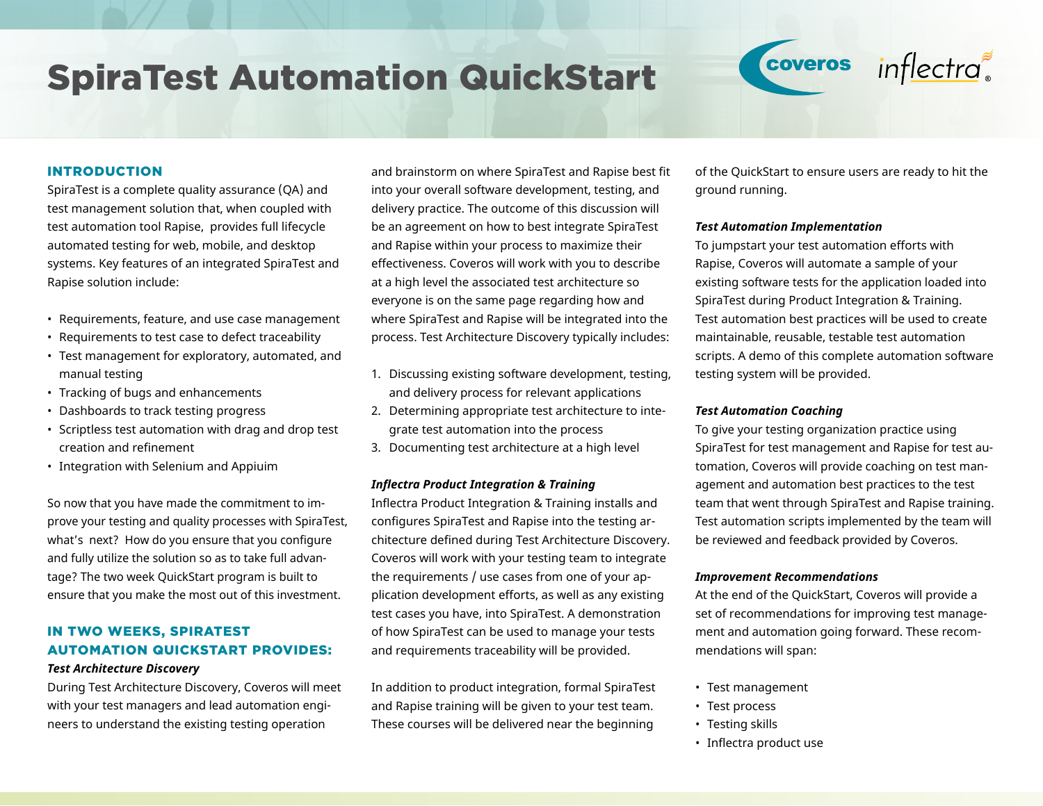# SpiraTest Automation QuickStart

## INTRODUCTION

SpiraTest is a complete quality assurance (QA) and test management solution that, when coupled with test automation tool Rapise, provides full lifecycle automated testing for web, mobile, and desktop systems. Key features of an integrated SpiraTest and Rapise solution include:

- Requirements, feature, and use case management
- Requirements to test case to defect traceability
- Test management for exploratory, automated, and manual testing
- Tracking of bugs and enhancements
- Dashboards to track testing progress
- Scriptless test automation with drag and drop test creation and refinement
- Integration with Selenium and Appiuim

So now that you have made the commitment to improve your testing and quality processes with SpiraTest, what's next? How do you ensure that you configure and fully utilize the solution so as to take full advantage? The two week QuickStart program is built to ensure that you make the most out of this investment.

## IN TWO WEEKS, SPIRATEST AUTOMATION QUICKSTART PROVIDES:

### *Test Architecture Discovery*

During Test Architecture Discovery, Coveros will meet with your test managers and lead automation engineers to understand the existing testing operation and brainstorm on where SpiraTest and Rapise best fit into your overall software development, testing, and delivery practice. The outcome of this discussion will be an agreement on how to best integrate SpiraTest and Rapise within your process to maximize their effectiveness. Coveros will work with you to describe at a high level the associated test architecture so everyone is on the same page regarding how and where SpiraTest and Rapise will be integrated into the process. Test Architecture Discovery typically includes:

1. Discussing existing software development, testing, and delivery process for relevant applications
2. Determining appropriate test architecture to integrate test automation into the process
3. Documenting test architecture at a high level

### *Inflectra Product Integration & Training*

Inflectra Product Integration & Training installs and configures SpiraTest and Rapise into the testing architecture defined during Test Architecture Discovery. Coveros will work with your testing team to integrate the requirements / use cases from one of your application development efforts, as well as any existing test cases you have, into SpiraTest. A demonstration of how SpiraTest can be used to manage your tests and requirements traceability will be provided.

In addition to product integration, formal SpiraTest and Rapise training will be given to your test team. These courses will be delivered near the beginning of the QuickStart to ensure users are ready to hit the ground running.

### *Test Automation Implementation*

To jumpstart your test automation efforts with Rapise, Coveros will automate a sample of your existing software tests for the application loaded into SpiraTest during Product Integration & Training. Test automation best practices will be used to create maintainable, reusable, testable test automation scripts. A demo of this complete automation software testing system will be provided.

### *Test Automation Coaching*

To give your testing organization practice using SpiraTest for test management and Rapise for test automation, Coveros will provide coaching on test management and automation best practices to the test team that went through SpiraTest and Rapise training. Test automation scripts implemented by the team will be reviewed and feedback provided by Coveros.

### *Improvement Recommendations*

At the end of the QuickStart, Coveros will provide a set of recommendations for improving test management and automation going forward. These recommendations will span:

- Test management
- Test process
- Testing skills
- Inflectra product use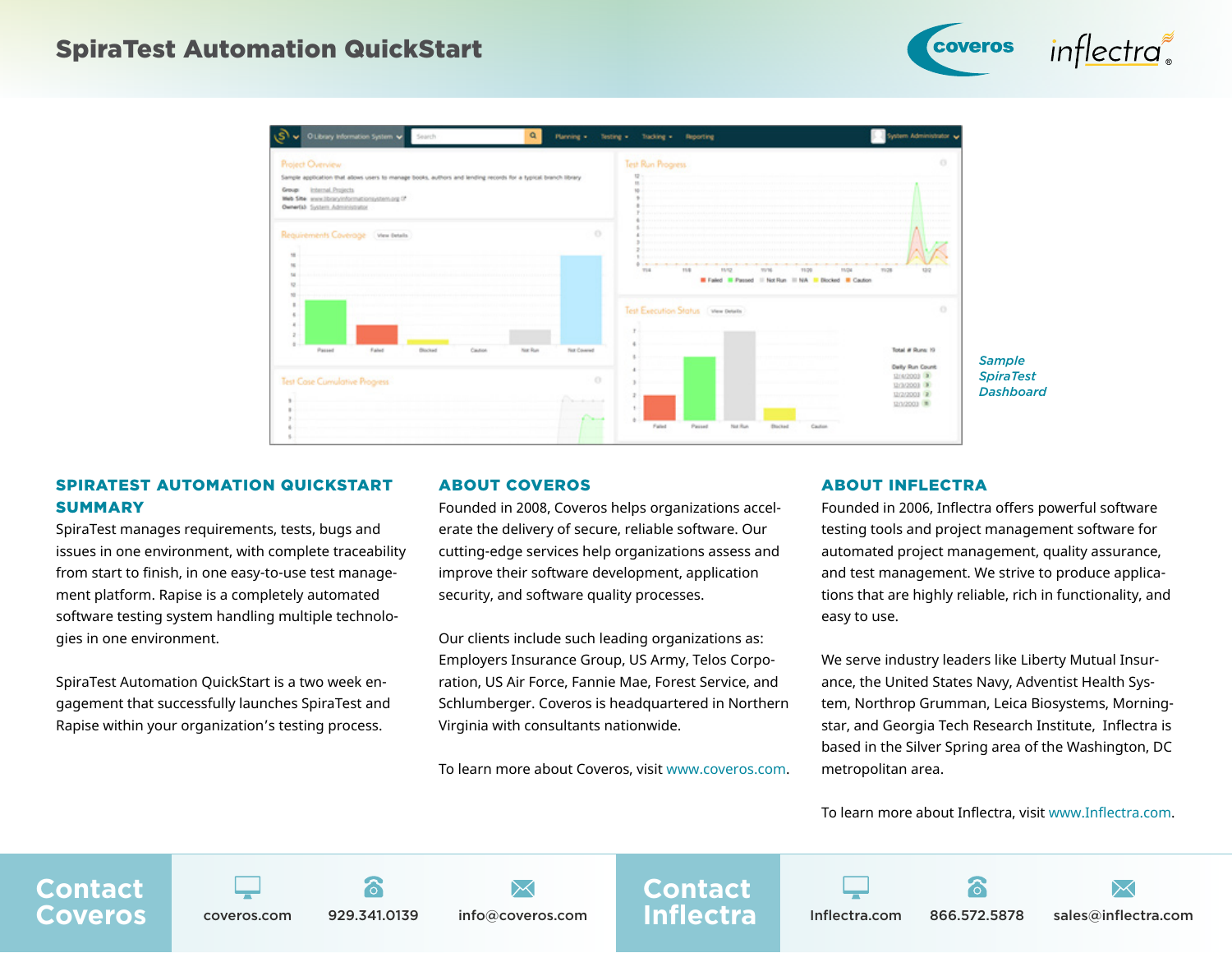# SpiraTest Automation QuickStart

*Sample SpiraTest Dashboard*

## SPIRATEST AUTOMATION QUICKSTART SUMMARY

SpiraTest manages requirements, tests, bugs and issues in one environment, with complete traceability from start to finish, in one easy-to-use test management platform. Rapise is a completely automated software testing system handling multiple technologies in one environment.

SpiraTest Automation QuickStart is a two week engagement that successfully launches SpiraTest and Rapise within your organization's testing process.

## ABOUT COVEROS

Founded in 2008, Coveros helps organizations accelerate the delivery of secure, reliable software. Our cutting-edge services help organizations assess and improve their software development, application security, and software quality processes.

Our clients include such leading organizations as: Employers Insurance Group, US Army, Telos Corporation, US Air Force, Fannie Mae, Forest Service, and Schlumberger. Coveros is headquartered in Northern Virginia with consultants nationwide.

To learn more about Coveros, visit www.coveros.com.

## ABOUT INFLECTRA

Founded in 2006, Inflectra offers powerful software testing tools and project management software for automated project management, quality assurance, and test management. We strive to produce applications that are highly reliable, rich in functionality, and easy to use.

We serve industry leaders like Liberty Mutual Insurance, the United States Navy, Adventist Health System, Northrop Grumman, Leica Biosystems, Morningstar, and Georgia Tech Research Institute, Inflectra is based in the Silver Spring area of the Washington, DC metropolitan area.

To learn more about Inflectra, visit www.Inflectra.com.

## Contact Coveros

coveros.com | 929.341.0139 | info@coveros.com

## Contact Inflectra

Inflectra.com | 866.572.5878 | sales@inflectra.com